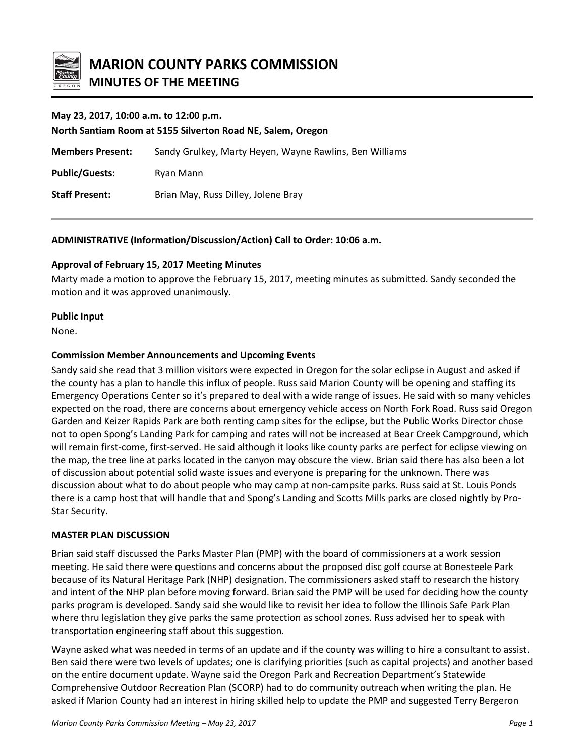# MARION COUNTY PARKS COMMISSION

## MINUTES OF THE MEETING

**May 23, 2017, 10:00 a.m. to 12:00 p.m.**
**North Santiam Room at 5155 Silverton Road NE, Salem, Oregon**

**Members Present:** Sandy Grulkey, Marty Heyen, Wayne Rawlins, Ben Williams

**Public/Guests:** Ryan Mann

**Staff Present:** Brian May, Russ Dilley, Jolene Bray

---

**ADMINISTRATIVE (Information/Discussion/Action) Call to Order: 10:06 a.m.**

**Approval of February 15, 2017 Meeting Minutes**

Marty made a motion to approve the February 15, 2017, meeting minutes as submitted. Sandy seconded the motion and it was approved unanimously.

**Public Input**

None.

**Commission Member Announcements and Upcoming Events**

Sandy said she read that 3 million visitors were expected in Oregon for the solar eclipse in August and asked if the county has a plan to handle this influx of people. Russ said Marion County will be opening and staffing its Emergency Operations Center so it's prepared to deal with a wide range of issues. He said with so many vehicles expected on the road, there are concerns about emergency vehicle access on North Fork Road. Russ said Oregon Garden and Keizer Rapids Park are both renting camp sites for the eclipse, but the Public Works Director chose not to open Spong's Landing Park for camping and rates will not be increased at Bear Creek Campground, which will remain first-come, first-served. He said although it looks like county parks are perfect for eclipse viewing on the map, the tree line at parks located in the canyon may obscure the view. Brian said there has also been a lot of discussion about potential solid waste issues and everyone is preparing for the unknown. There was discussion about what to do about people who may camp at non-campsite parks. Russ said at St. Louis Ponds there is a camp host that will handle that and Spong's Landing and Scotts Mills parks are closed nightly by Pro-Star Security.

**MASTER PLAN DISCUSSION**

Brian said staff discussed the Parks Master Plan (PMP) with the board of commissioners at a work session meeting. He said there were questions and concerns about the proposed disc golf course at Bonesteele Park because of its Natural Heritage Park (NHP) designation. The commissioners asked staff to research the history and intent of the NHP plan before moving forward. Brian said the PMP will be used for deciding how the county parks program is developed. Sandy said she would like to revisit her idea to follow the Illinois Safe Park Plan where thru legislation they give parks the same protection as school zones. Russ advised her to speak with transportation engineering staff about this suggestion.

Wayne asked what was needed in terms of an update and if the county was willing to hire a consultant to assist. Ben said there were two levels of updates; one is clarifying priorities (such as capital projects) and another based on the entire document update. Wayne said the Oregon Park and Recreation Department's Statewide Comprehensive Outdoor Recreation Plan (SCORP) had to do community outreach when writing the plan. He asked if Marion County had an interest in hiring skilled help to update the PMP and suggested Terry Bergeron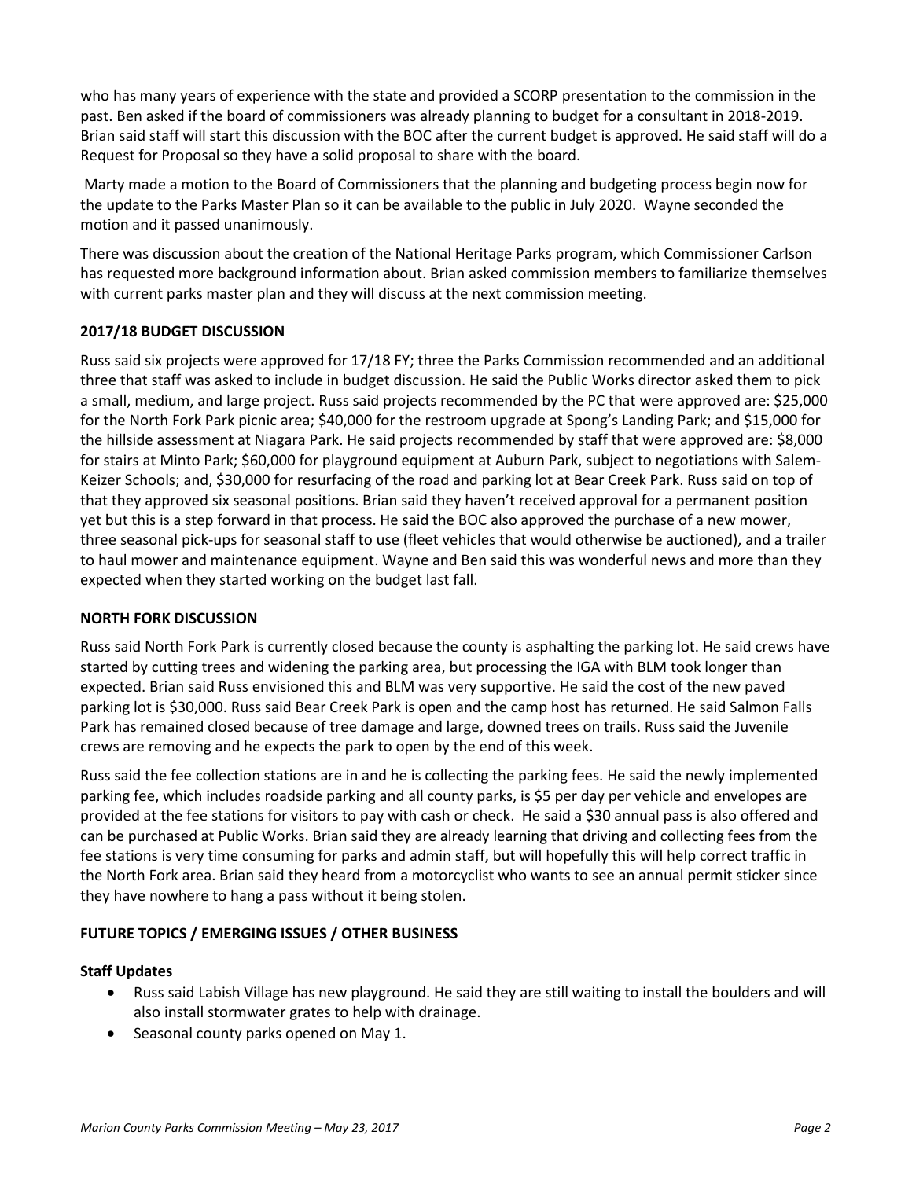who has many years of experience with the state and provided a SCORP presentation to the commission in the past. Ben asked if the board of commissioners was already planning to budget for a consultant in 2018-2019. Brian said staff will start this discussion with the BOC after the current budget is approved. He said staff will do a Request for Proposal so they have a solid proposal to share with the board.

Marty made a motion to the Board of Commissioners that the planning and budgeting process begin now for the update to the Parks Master Plan so it can be available to the public in July 2020. Wayne seconded the motion and it passed unanimously.

There was discussion about the creation of the National Heritage Parks program, which Commissioner Carlson has requested more background information about. Brian asked commission members to familiarize themselves with current parks master plan and they will discuss at the next commission meeting.

**2017/18 BUDGET DISCUSSION**

Russ said six projects were approved for 17/18 FY; three the Parks Commission recommended and an additional three that staff was asked to include in budget discussion. He said the Public Works director asked them to pick a small, medium, and large project. Russ said projects recommended by the PC that were approved are: $25,000 for the North Fork Park picnic area; $40,000 for the restroom upgrade at Spong's Landing Park; and $15,000 for the hillside assessment at Niagara Park. He said projects recommended by staff that were approved are: $8,000 for stairs at Minto Park; $60,000 for playground equipment at Auburn Park, subject to negotiations with Salem-Keizer Schools; and, $30,000 for resurfacing of the road and parking lot at Bear Creek Park. Russ said on top of that they approved six seasonal positions. Brian said they haven't received approval for a permanent position yet but this is a step forward in that process. He said the BOC also approved the purchase of a new mower, three seasonal pick-ups for seasonal staff to use (fleet vehicles that would otherwise be auctioned), and a trailer to haul mower and maintenance equipment. Wayne and Ben said this was wonderful news and more than they expected when they started working on the budget last fall.

**NORTH FORK DISCUSSION**

Russ said North Fork Park is currently closed because the county is asphalting the parking lot. He said crews have started by cutting trees and widening the parking area, but processing the IGA with BLM took longer than expected. Brian said Russ envisioned this and BLM was very supportive. He said the cost of the new paved parking lot is $30,000. Russ said Bear Creek Park is open and the camp host has returned. He said Salmon Falls Park has remained closed because of tree damage and large, downed trees on trails. Russ said the Juvenile crews are removing and he expects the park to open by the end of this week.

Russ said the fee collection stations are in and he is collecting the parking fees. He said the newly implemented parking fee, which includes roadside parking and all county parks, is $5 per day per vehicle and envelopes are provided at the fee stations for visitors to pay with cash or check. He said a $30 annual pass is also offered and can be purchased at Public Works. Brian said they are already learning that driving and collecting fees from the fee stations is very time consuming for parks and admin staff, but will hopefully this will help correct traffic in the North Fork area. Brian said they heard from a motorcyclist who wants to see an annual permit sticker since they have nowhere to hang a pass without it being stolen.

**FUTURE TOPICS / EMERGING ISSUES / OTHER BUSINESS**

**Staff Updates**

- Russ said Labish Village has new playground. He said they are still waiting to install the boulders and will also install stormwater grates to help with drainage.
- Seasonal county parks opened on May 1.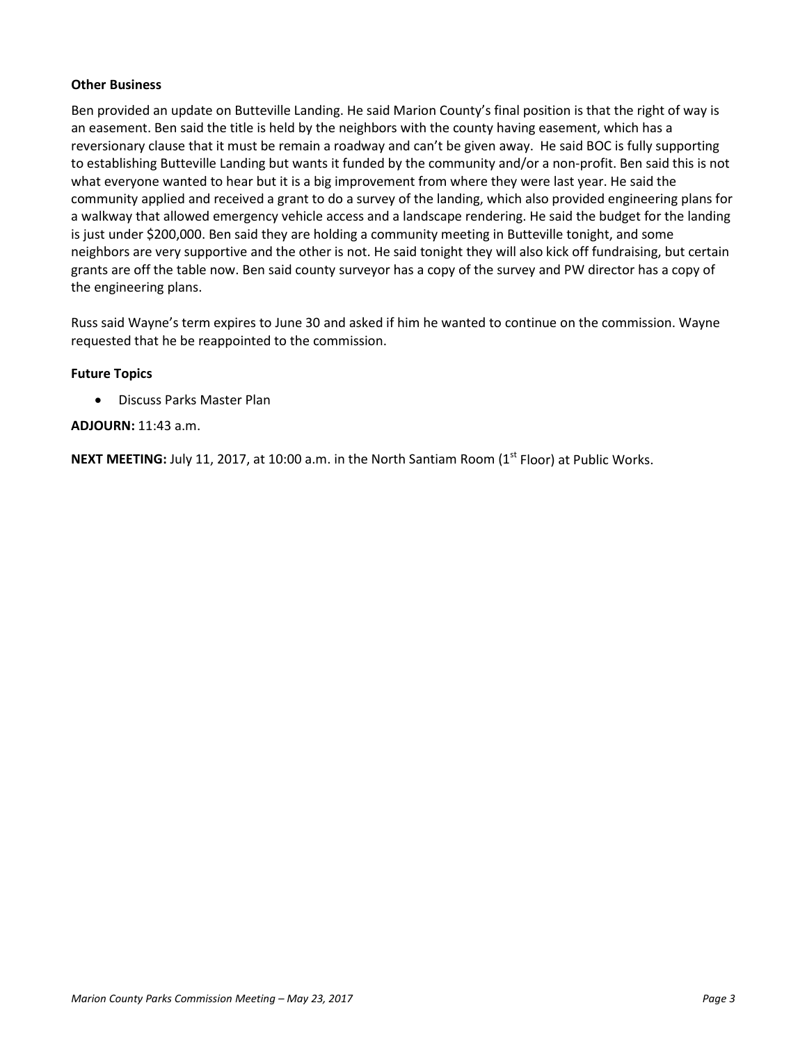**Other Business**

Ben provided an update on Butteville Landing. He said Marion County's final position is that the right of way is an easement. Ben said the title is held by the neighbors with the county having easement, which has a reversionary clause that it must be remain a roadway and can't be given away. He said BOC is fully supporting to establishing Butteville Landing but wants it funded by the community and/or a non-profit. Ben said this is not what everyone wanted to hear but it is a big improvement from where they were last year. He said the community applied and received a grant to do a survey of the landing, which also provided engineering plans for a walkway that allowed emergency vehicle access and a landscape rendering. He said the budget for the landing is just under $200,000. Ben said they are holding a community meeting in Butteville tonight, and some neighbors are very supportive and the other is not. He said tonight they will also kick off fundraising, but certain grants are off the table now. Ben said county surveyor has a copy of the survey and PW director has a copy of the engineering plans.

Russ said Wayne's term expires to June 30 and asked if him he wanted to continue on the commission. Wayne requested that he be reappointed to the commission.

**Future Topics**

- Discuss Parks Master Plan

**ADJOURN:** 11:43 a.m.

**NEXT MEETING:** July 11, 2017, at 10:00 a.m. in the North Santiam Room (1st Floor) at Public Works.